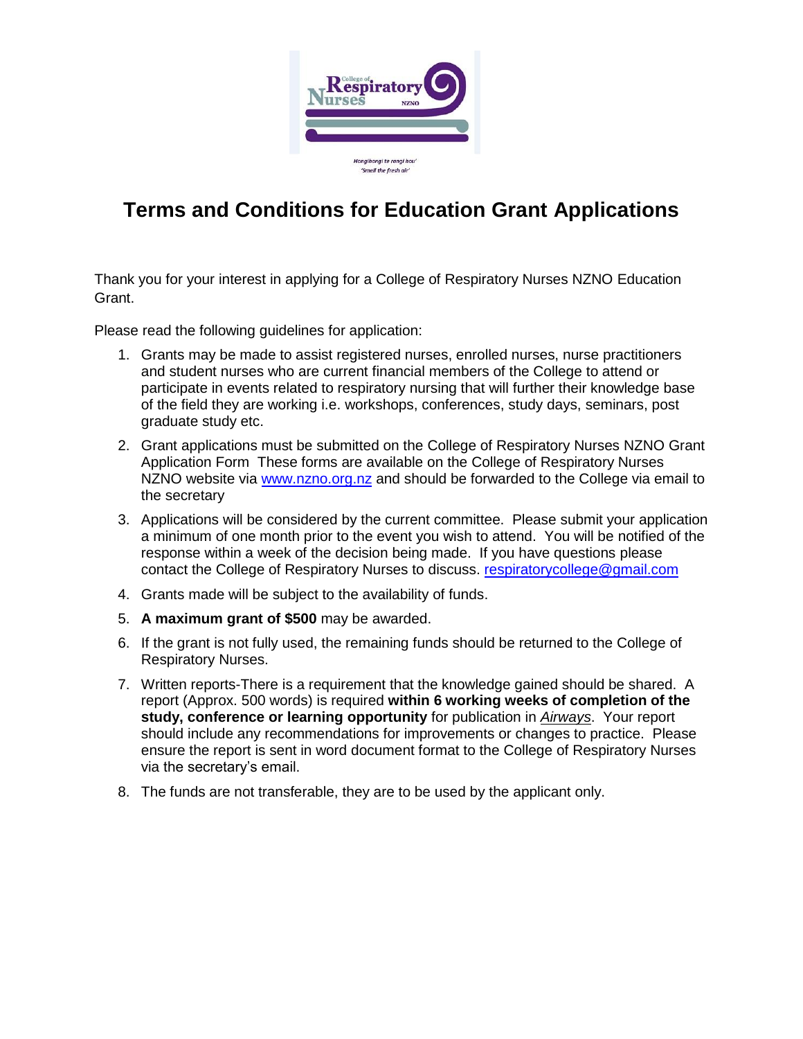# Terms and Conditions for Education Grant Applications

Thank you for your interest in applying for a College of Respiratory Nurses NZNO Education Grant.

Please read the following guidelines for application:

1. Grants may be made to assist registered nurses, enrolled nurses, nurse practitioners and student nurses who are current financial members of the College to attend or participate in events related to respiratory nursing that will further their knowledge base of the field they are working i.e. workshops, conferences, study days, seminars, post graduate study etc.
2. Grant applications must be submitted on the College of Respiratory Nurses NZNO Grant Application Form These forms are available on the College of Respiratory Nurses NZNO website via [www.nzno.org.nz](http://www.nzno.org.nz) and should be forwarded to the College via email to the secretary
3. Applications will be considered by the current committee. Please submit your application a minimum of one month prior to the event you wish to attend. You will be notified of the response within a week of the decision being made. If you have questions please contact the College of Respiratory Nurses to discuss. [respiratorycollege@gmail.com](mailto:respiratorycollege@gmail.com)
4. Grants made will be subject to the availability of funds.
5. **A maximum grant of $500** may be awarded.
6. If the grant is not fully used, the remaining funds should be returned to the College of Respiratory Nurses.
7. Written reports-There is a requirement that the knowledge gained should be shared. A report (Approx. 500 words) is required **within 6 working weeks of completion of the study, conference or learning opportunity** for publication in ***Airways***. Your report should include any recommendations for improvements or changes to practice. Please ensure the report is sent in word document format to the College of Respiratory Nurses via the secretary's email.
8. The funds are not transferable, they are to be used by the applicant only.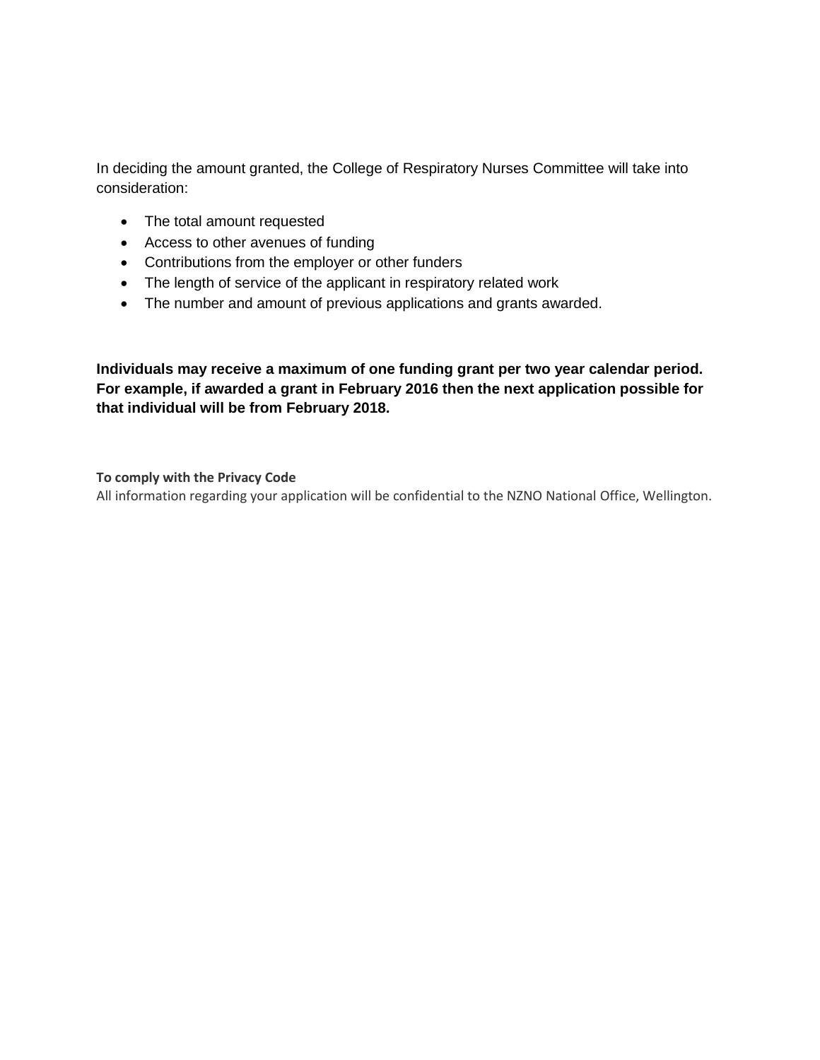In deciding the amount granted, the College of Respiratory Nurses Committee will take into consideration:

- The total amount requested
- Access to other avenues of funding
- Contributions from the employer or other funders
- The length of service of the applicant in respiratory related work
- The number and amount of previous applications and grants awarded.

**Individuals may receive a maximum of one funding grant per two year calendar period. For example, if awarded a grant in February 2016 then the next application possible for that individual will be from February 2018.**

**To comply with the Privacy Code**
All information regarding your application will be confidential to the NZNO National Office, Wellington.